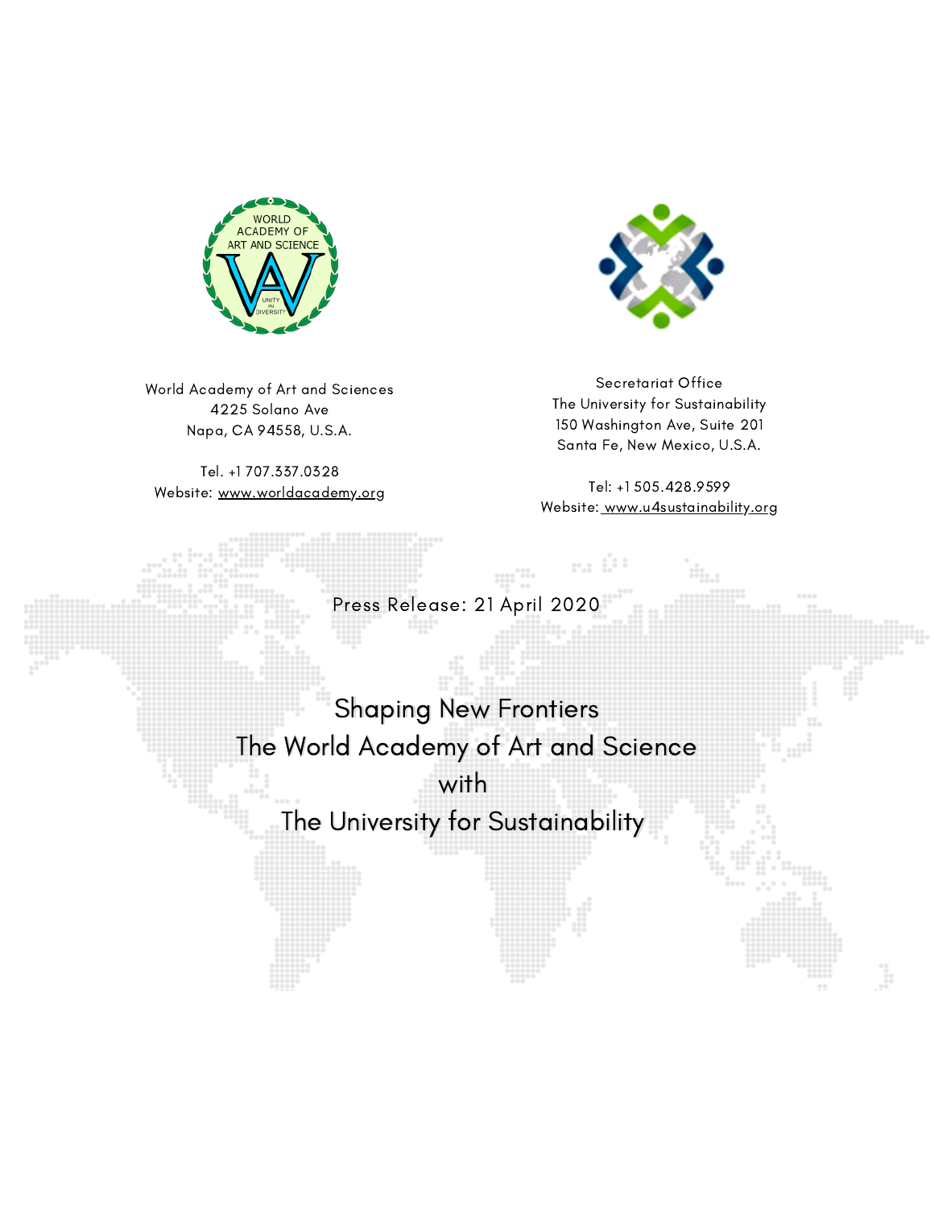World Academy of Art and Sciences
4225 Solano Ave
Napa, CA 94558, U.S.A.

Tel. +1 707.337.0328
Website: www.worldacademy.org

Secretariat Office
The University for Sustainability
150 Washington Ave, Suite 201
Santa Fe, New Mexico, U.S.A.

Tel: +1 505.428.9599
Website: www.u4sustainability.org

Press Release: 21 April 2020

# Shaping New Frontiers
# The World Academy of Art and Science
# with
# The University for Sustainability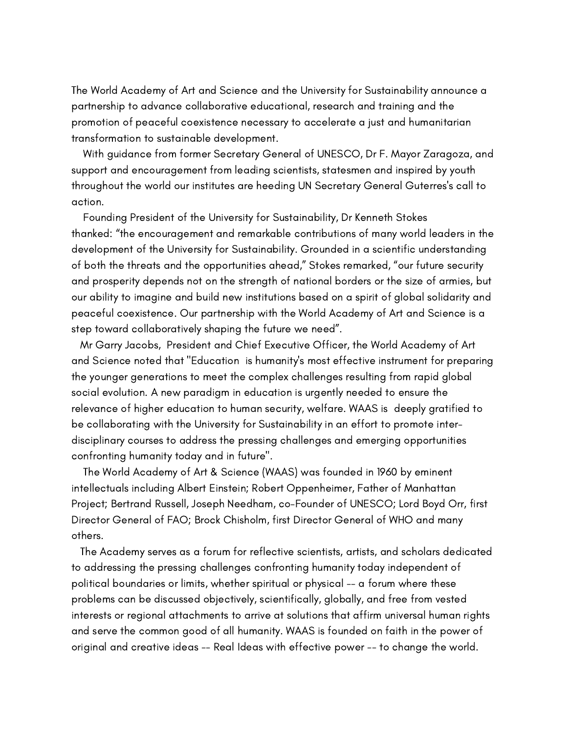The World Academy of Art and Science and the University for Sustainability announce a partnership to advance collaborative educational, research and training and the promotion of peaceful coexistence necessary to accelerate a just and humanitarian transformation to sustainable development.

With guidance from former Secretary General of UNESCO, Dr F. Mayor Zaragoza, and support and encouragement from leading scientists, statesmen and inspired by youth throughout the world our institutes are heeding UN Secretary General Guterres's call to action.

Founding President of the University for Sustainability, Dr Kenneth Stokes thanked: "the encouragement and remarkable contributions of many world leaders in the development of the University for Sustainability. Grounded in a scientific understanding of both the threats and the opportunities ahead," Stokes remarked, "our future security and prosperity depends not on the strength of national borders or the size of armies, but our ability to imagine and build new institutions based on a spirit of global solidarity and peaceful coexistence. Our partnership with the World Academy of Art and Science is a step toward collaboratively shaping the future we need".

Mr Garry Jacobs, President and Chief Executive Officer, the World Academy of Art and Science noted that "Education is humanity's most effective instrument for preparing the younger generations to meet the complex challenges resulting from rapid global social evolution. A new paradigm in education is urgently needed to ensure the relevance of higher education to human security, welfare. WAAS is deeply gratified to be collaborating with the University for Sustainability in an effort to promote inter-disciplinary courses to address the pressing challenges and emerging opportunities confronting humanity today and in future".

The World Academy of Art & Science (WAAS) was founded in 1960 by eminent intellectuals including Albert Einstein; Robert Oppenheimer, Father of Manhattan Project; Bertrand Russell, Joseph Needham, co-Founder of UNESCO; Lord Boyd Orr, first Director General of FAO; Brock Chisholm, first Director General of WHO and many others.

The Academy serves as a forum for reflective scientists, artists, and scholars dedicated to addressing the pressing challenges confronting humanity today independent of political boundaries or limits, whether spiritual or physical -- a forum where these problems can be discussed objectively, scientifically, globally, and free from vested interests or regional attachments to arrive at solutions that affirm universal human rights and serve the common good of all humanity. WAAS is founded on faith in the power of original and creative ideas -- Real Ideas with effective power -- to change the world.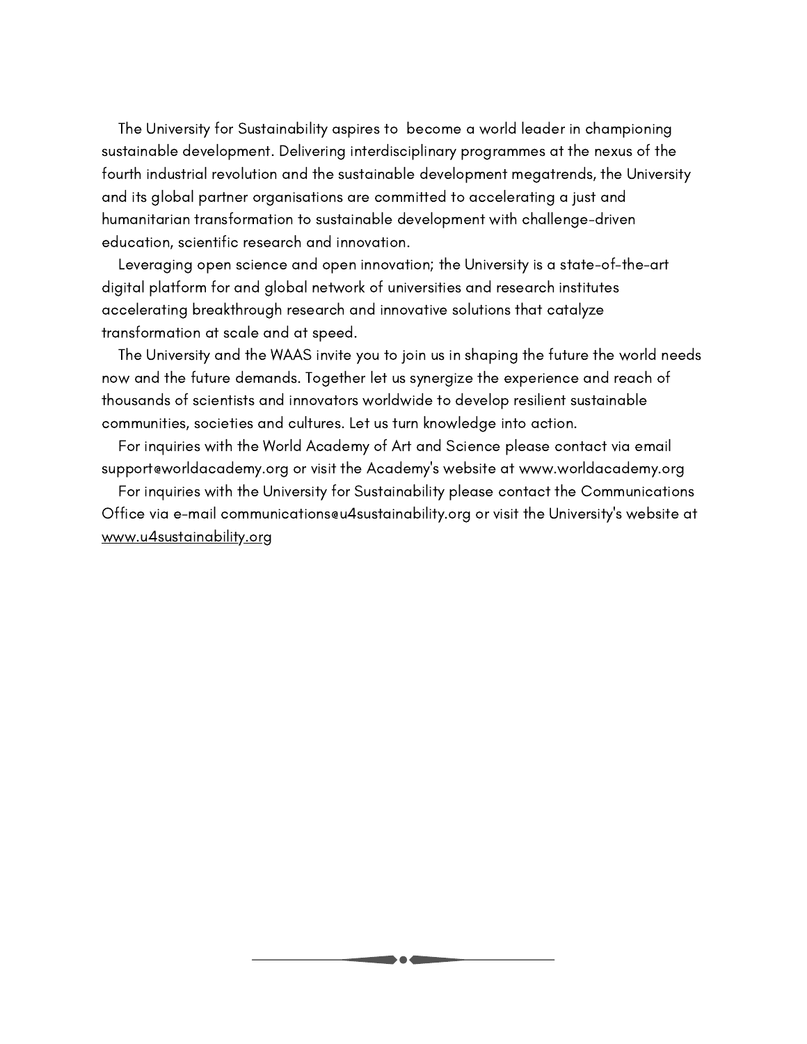The University for Sustainability aspires to become a world leader in championing sustainable development. Delivering interdisciplinary programmes at the nexus of the fourth industrial revolution and the sustainable development megatrends, the University and its global partner organisations are committed to accelerating a just and humanitarian transformation to sustainable development with challenge-driven education, scientific research and innovation.

Leveraging open science and open innovation; the University is a state-of-the-art digital platform for and global network of universities and research institutes accelerating breakthrough research and innovative solutions that catalyze transformation at scale and at speed.

The University and the WAAS invite you to join us in shaping the future the world needs now and the future demands. Together let us synergize the experience and reach of thousands of scientists and innovators worldwide to develop resilient sustainable communities, societies and cultures. Let us turn knowledge into action.

For inquiries with the World Academy of Art and Science please contact via email support@worldacademy.org or visit the Academy's website at www.worldacademy.org

For inquiries with the University for Sustainability please contact the Communications Office via e-mail communications@u4sustainability.org or visit the University's website at www.u4sustainability.org